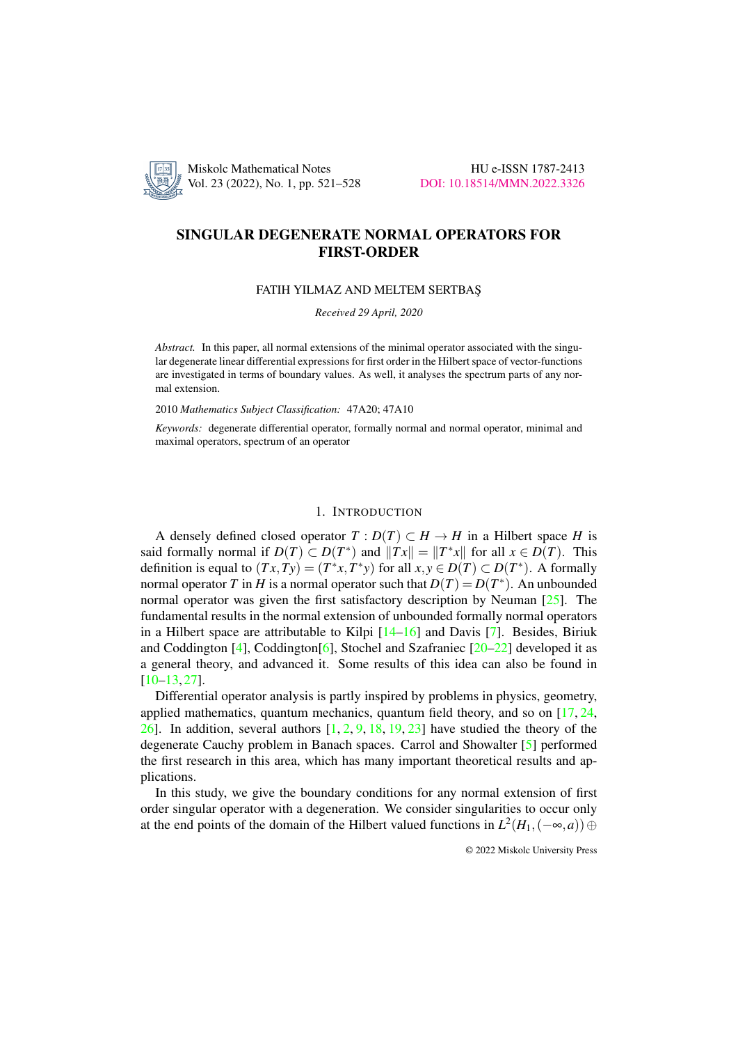# SINGULAR DEGENERATE NORMAL OPERATORS FOR FIRST-ORDER

FATIH YILMAZ AND MELTEM SERTBAŞ

*Received 29 April, 2020*

*Abstract.* In this paper, all normal extensions of the minimal operator associated with the singular degenerate linear differential expressions for first order in the Hilbert space of vector-functions are investigated in terms of boundary values. As well, it analyses the spectrum parts of any normal extension.

2010 *Mathematics Subject Classification:* 47A20; 47A10

*Keywords:* degenerate differential operator, formally normal and normal operator, minimal and maximal operators, spectrum of an operator

## 1. Introduction

A densely defined closed operator $T : D(T) \subset H \to H$ in a Hilbert space $H$ is said formally normal if $D(T) \subset D(T^*)$ and $\|Tx\| = \|T^*x\|$ for all $x \in D(T)$. This definition is equal to $(Tx, Ty) = (T^*x, T^*y)$ for all $x, y \in D(T) \subset D(T^*)$. A formally normal operator $T$ in $H$ is a normal operator such that $D(T) = D(T^*)$. An unbounded normal operator was given the first satisfactory description by Neuman [25]. The fundamental results in the normal extension of unbounded formally normal operators in a Hilbert space are attributable to Kilpi [14–16] and Davis [7]. Besides, Biriuk and Coddington [4], Coddington[6], Stochel and Szafraniec [20–22] developed it as a general theory, and advanced it. Some results of this idea can also be found in [10–13, 27].

Differential operator analysis is partly inspired by problems in physics, geometry, applied mathematics, quantum mechanics, quantum field theory, and so on [17, 24, 26]. In addition, several authors [1, 2, 9, 18, 19, 23] have studied the theory of the degenerate Cauchy problem in Banach spaces. Carrol and Showalter [5] performed the first research in this area, which has many important theoretical results and applications.

In this study, we give the boundary conditions for any normal extension of first order singular operator with a degeneration. We consider singularities to occur only at the end points of the domain of the Hilbert valued functions in $L^2(H_1, (-\infty, a)) \oplus$

© 2022 Miskolc University Press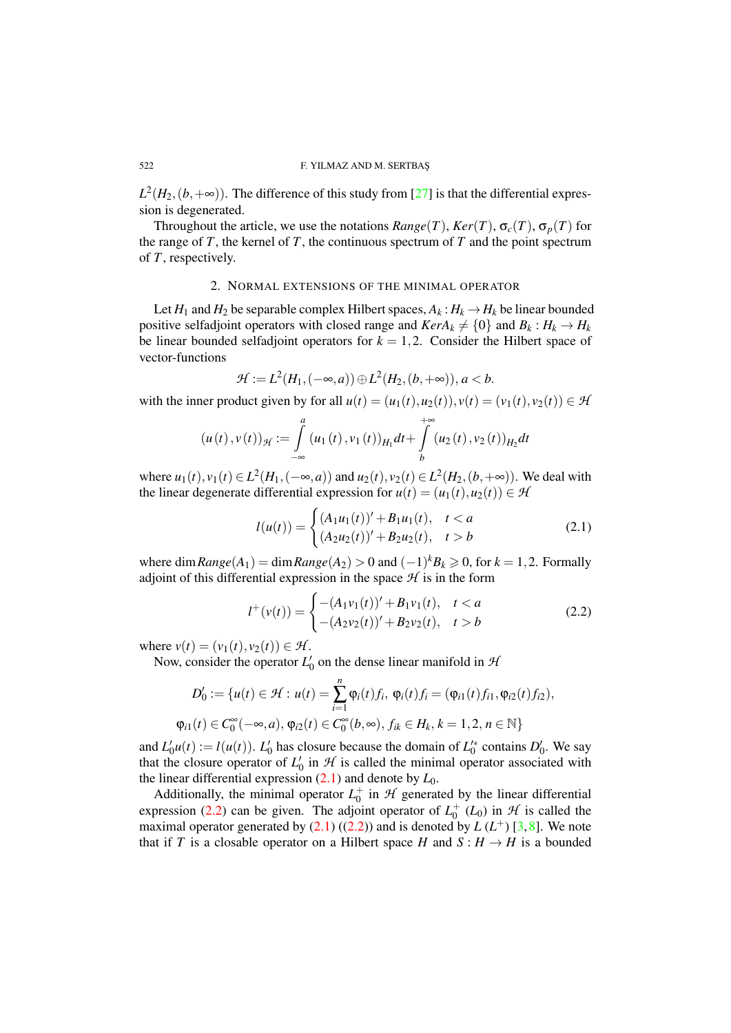$L^2(H_2,(b,+\infty))$. The difference of this study from [27] is that the differential expression is degenerated.

Throughout the article, we use the notations $Range(T)$, $Ker(T)$, $\sigma_c(T)$, $\sigma_p(T)$ for the range of $T$, the kernel of $T$, the continuous spectrum of $T$ and the point spectrum of $T$, respectively.

## 2. Normal extensions of the minimal operator

Let $H_1$ and $H_2$ be separable complex Hilbert spaces, $A_k : H_k \to H_k$ be linear bounded positive selfadjoint operators with closed range and $KerA_k \neq \{0\}$ and $B_k : H_k \to H_k$ be linear bounded selfadjoint operators for $k = 1,2$. Consider the Hilbert space of vector-functions

$$\mathcal{H} := L^2(H_1,(-\infty,a)) \oplus L^2(H_2,(b,+\infty)),\ a<b.$$

with the inner product given by for all $u(t) = (u_1(t),u_2(t)), v(t) = (v_1(t),v_2(t)) \in \mathcal{H}$

$$(u(t),v(t))_{\mathcal{H}} := \int_{-\infty}^{a} (u_1(t),v_1(t))_{H_1} dt + \int_{b}^{+\infty} (u_2(t),v_2(t))_{H_2} dt$$

where $u_1(t), v_1(t) \in L^2(H_1,(-\infty,a))$ and $u_2(t), v_2(t) \in L^2(H_2,(b,+\infty))$. We deal with the linear degenerate differential expression for $u(t) = (u_1(t),u_2(t)) \in \mathcal{H}$

$$l(u(t)) = \begin{cases} (A_1u_1(t))' + B_1u_1(t), & t<a \\ (A_2u_2(t))' + B_2u_2(t), & t>b \end{cases} \tag{2.1}$$

where $\dim Range(A_1) = \dim Range(A_2) > 0$ and $(-1)^k B_k \geqslant 0$, for $k = 1,2$. Formally adjoint of this differential expression in the space $\mathcal{H}$ is in the form

$$l^+(v(t)) = \begin{cases} -(A_1v_1(t))' + B_1v_1(t), & t<a \\ -(A_2v_2(t))' + B_2v_2(t), & t>b \end{cases} \tag{2.2}$$

where $v(t) = (v_1(t),v_2(t)) \in \mathcal{H}$.

Now, consider the operator $L_0'$ on the dense linear manifold in $\mathcal{H}$

$$D_0' := \{u(t) \in \mathcal{H} : u(t) = \sum_{i=1}^{n} \varphi_i(t)f_i,\ \varphi_i(t)f_i = (\varphi_{i1}(t)f_{i1}, \varphi_{i2}(t)f_{i2}),$$
$$\varphi_{i1}(t) \in C_0^\infty(-\infty,a),\ \varphi_{i2}(t) \in C_0^\infty(b,\infty),\ f_{ik} \in H_k,\ k=1,2,\ n \in \mathbb{N}\}$$

and $L_0'u(t) := l(u(t))$. $L_0'$ has closure because the domain of $L_0'^*$ contains $D_0'$. We say that the closure operator of $L_0'$ in $\mathcal{H}$ is called the minimal operator associated with the linear differential expression (2.1) and denote by $L_0$.

Additionally, the minimal operator $L_0^+$ in $\mathcal{H}$ generated by the linear differential expression (2.2) can be given. The adjoint operator of $L_0^+$ ($L_0$) in $\mathcal{H}$ is called the maximal operator generated by (2.1) ((2.2)) and is denoted by $L$ ($L^+$) [3, 8]. We note that if $T$ is a closable operator on a Hilbert space $H$ and $S : H \to H$ is a bounded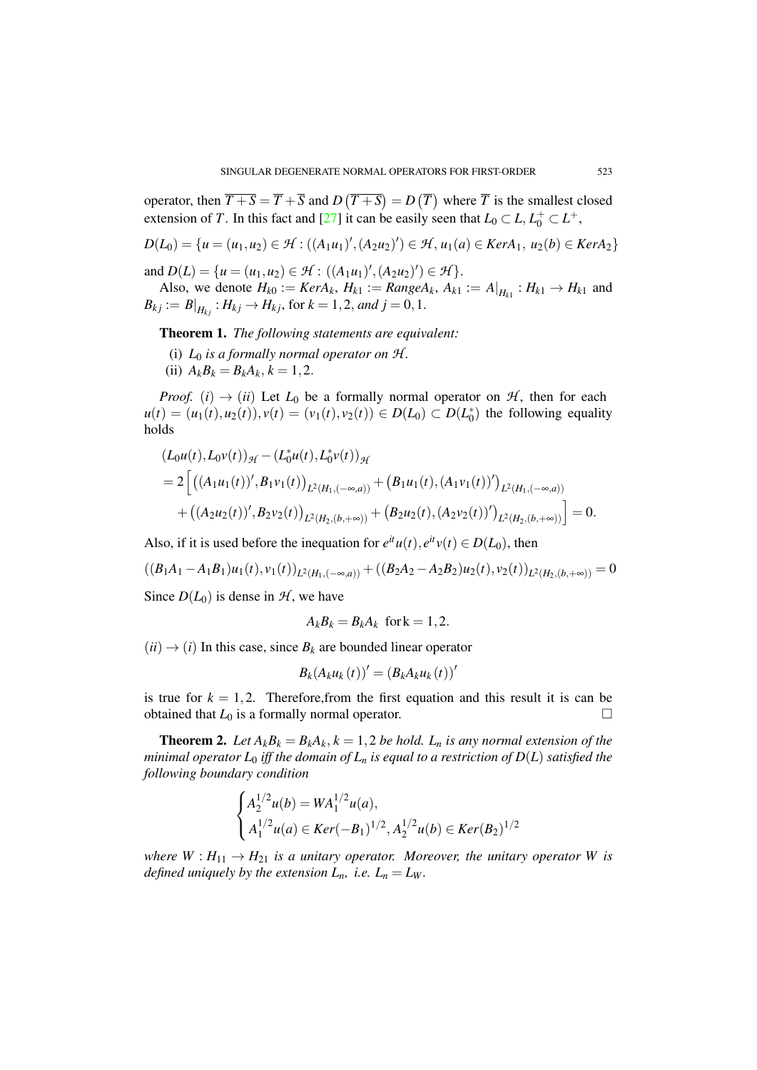operator, then $\overline{T+S} = \overline{T} + \overline{S}$ and $D\left(\overline{T+S}\right) = D\left(\overline{T}\right)$ where $\overline{T}$ is the smallest closed extension of $T$. In this fact and [27] it can be easily seen that $L_0 \subset L, L_0^+ \subset L^+$,

$$D(L_0) = \{u = (u_1, u_2) \in \mathcal{H} : ((A_1 u_1)', (A_2 u_2)') \in \mathcal{H}, u_1(a) \in KerA_1, \ u_2(b) \in KerA_2\}$$

and $D(L) = \{u = (u_1, u_2) \in \mathcal{H} : ((A_1 u_1)', (A_2 u_2)') \in \mathcal{H}\}$.

Also, we denote $H_{k0} := KerA_k$, $H_{k1} := RangeA_k$, $A_{k1} := A|_{H_{k1}} : H_{k1} \to H_{k1}$ and $B_{kj} := B|_{H_{kj}} : H_{kj} \to H_{kj}$, for $k = 1, 2$, *and* $j = 0, 1$.

**Theorem 1.** *The following statements are equivalent:*

(i) *$L_0$ is a formally normal operator on $\mathcal{H}$.*

(ii) $A_k B_k = B_k A_k$, $k = 1, 2$.

*Proof.* $(i) \to (ii)$ Let $L_0$ be a formally normal operator on $\mathcal{H}$, then for each $u(t) = (u_1(t), u_2(t)), v(t) = (v_1(t), v_2(t)) \in D(L_0) \subset D(L_0^*)$ the following equality holds

$$\begin{aligned}
&(L_0 u(t), L_0 v(t))_{\mathcal{H}} - (L_0^* u(t), L_0^* v(t))_{\mathcal{H}} \\
&= 2\Big[ \left((A_1 u_1(t))', B_1 v_1(t)\right)_{L^2(H_1,(-\infty,a))} + \left(B_1 u_1(t), (A_1 v_1(t))'\right)_{L^2(H_1,(-\infty,a))} \\
&\quad + \left((A_2 u_2(t))', B_2 v_2(t)\right)_{L^2(H_2,(b,+\infty))} + \left(B_2 u_2(t), (A_2 v_2(t))'\right)_{L^2(H_2,(b,+\infty))}\Big] = 0.
\end{aligned}$$

Also, if it is used before the inequation for $e^{it}u(t), e^{it}v(t) \in D(L_0)$, then

$$((B_1 A_1 - A_1 B_1) u_1(t), v_1(t))_{L^2(H_1,(-\infty,a))} + ((B_2 A_2 - A_2 B_2) u_2(t), v_2(t))_{L^2(H_2,(b,+\infty))} = 0$$

Since $D(L_0)$ is dense in $\mathcal{H}$, we have

$$A_k B_k = B_k A_k \ \text{ for k} = 1, 2.$$

$(ii) \to (i)$ In this case, since $B_k$ are bounded linear operator

$$B_k (A_k u_k(t))' = (B_k A_k u_k(t))'$$

is true for $k = 1, 2$. Therefore,from the first equation and this result it is can be obtained that $L_0$ is a formally normal operator. □

**Theorem 2.** *Let $A_k B_k = B_k A_k$, $k = 1, 2$ be hold. $L_n$ is any normal extension of the minimal operator $L_0$ iff the domain of $L_n$ is equal to a restriction of $D(L)$ satisfied the following boundary condition*

$$\begin{cases} A_2^{1/2} u(b) = W A_1^{1/2} u(a), \\ A_1^{1/2} u(a) \in Ker(-B_1)^{1/2}, A_2^{1/2} u(b) \in Ker(B_2)^{1/2} \end{cases}$$

*where $W : H_{11} \to H_{21}$ is a unitary operator. Moreover, the unitary operator $W$ is defined uniquely by the extension $L_n$, i.e. $L_n = L_W$.*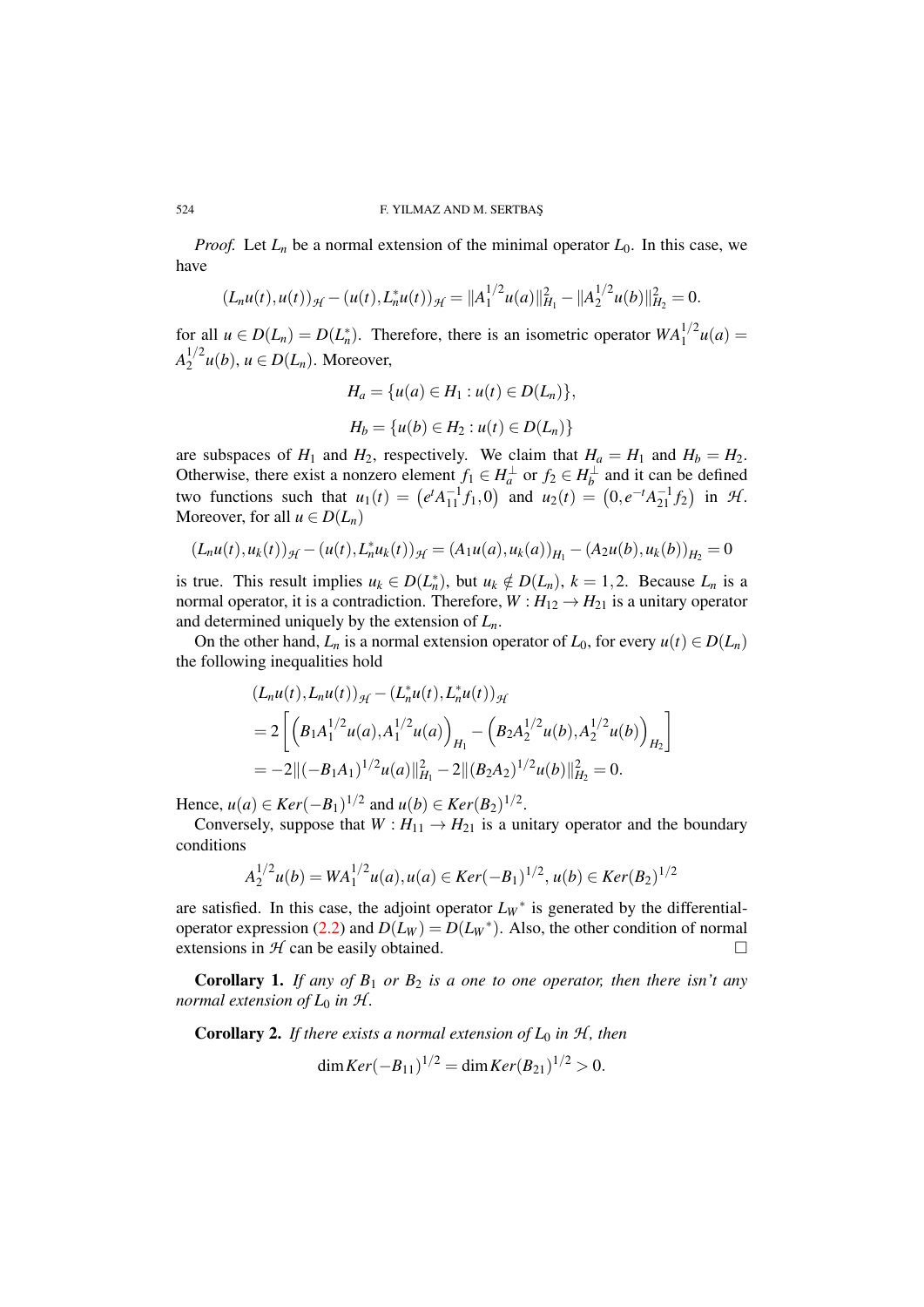*Proof.* Let $L_n$ be a normal extension of the minimal operator $L_0$. In this case, we have

$$(L_n u(t), u(t))_{\mathcal{H}} - (u(t), L_n^* u(t))_{\mathcal{H}} = \|A_1^{1/2} u(a)\|_{H_1}^2 - \|A_2^{1/2} u(b)\|_{H_2}^2 = 0.$$

for all $u \in D(L_n) = D(L_n^*)$. Therefore, there is an isometric operator $W A_1^{1/2} u(a) = A_2^{1/2} u(b)$, $u \in D(L_n)$. Moreover,

$$H_a = \{u(a) \in H_1 : u(t) \in D(L_n)\},$$

$$H_b = \{u(b) \in H_2 : u(t) \in D(L_n)\}$$

are subspaces of $H_1$ and $H_2$, respectively. We claim that $H_a = H_1$ and $H_b = H_2$. Otherwise, there exist a nonzero element $f_1 \in H_a^{\perp}$ or $f_2 \in H_b^{\perp}$ and it can be defined two functions such that $u_1(t) = \left(e^t A_{11}^{-1} f_1, 0\right)$ and $u_2(t) = \left(0, e^{-t} A_{21}^{-1} f_2\right)$ in $\mathcal{H}$. Moreover, for all $u \in D(L_n)$

$$(L_n u(t), u_k(t))_{\mathcal{H}} - (u(t), L_n^* u_k(t))_{\mathcal{H}} = (A_1 u(a), u_k(a))_{H_1} - (A_2 u(b), u_k(b))_{H_2} = 0$$

is true. This result implies $u_k \in D(L_n^*)$, but $u_k \notin D(L_n)$, $k = 1, 2$. Because $L_n$ is a normal operator, it is a contradiction. Therefore, $W : H_{12} \to H_{21}$ is a unitary operator and determined uniquely by the extension of $L_n$.

On the other hand, $L_n$ is a normal extension operator of $L_0$, for every $u(t) \in D(L_n)$ the following inequalities hold

$$\begin{aligned}
&(L_n u(t), L_n u(t))_{\mathcal{H}} - (L_n^* u(t), L_n^* u(t))_{\mathcal{H}} \\
&= 2\left[\left(B_1 A_1^{1/2} u(a), A_1^{1/2} u(a)\right)_{H_1} - \left(B_2 A_2^{1/2} u(b), A_2^{1/2} u(b)\right)_{H_2}\right] \\
&= -2\|(-B_1 A_1)^{1/2} u(a)\|_{H_1}^2 - 2\|(B_2 A_2)^{1/2} u(b)\|_{H_2}^2 = 0.
\end{aligned}$$

Hence, $u(a) \in Ker(-B_1)^{1/2}$ and $u(b) \in Ker(B_2)^{1/2}$.

Conversely, suppose that $W : H_{11} \to H_{21}$ is a unitary operator and the boundary conditions

$$A_2^{1/2} u(b) = W A_1^{1/2} u(a), u(a) \in Ker(-B_1)^{1/2}, u(b) \in Ker(B_2)^{1/2}$$

are satisfied. In this case, the adjoint operator $L_W{}^*$ is generated by the differential-operator expression (2.2) and $D(L_W) = D(L_W{}^*)$. Also, the other condition of normal extensions in $\mathcal{H}$ can be easily obtained. $\square$

**Corollary 1.** *If any of $B_1$ or $B_2$ is a one to one operator, then there isn't any normal extension of $L_0$ in $\mathcal{H}$.*

**Corollary 2.** *If there exists a normal extension of $L_0$ in $\mathcal{H}$, then*

$$\dim Ker(-B_{11})^{1/2} = \dim Ker(B_{21})^{1/2} > 0.$$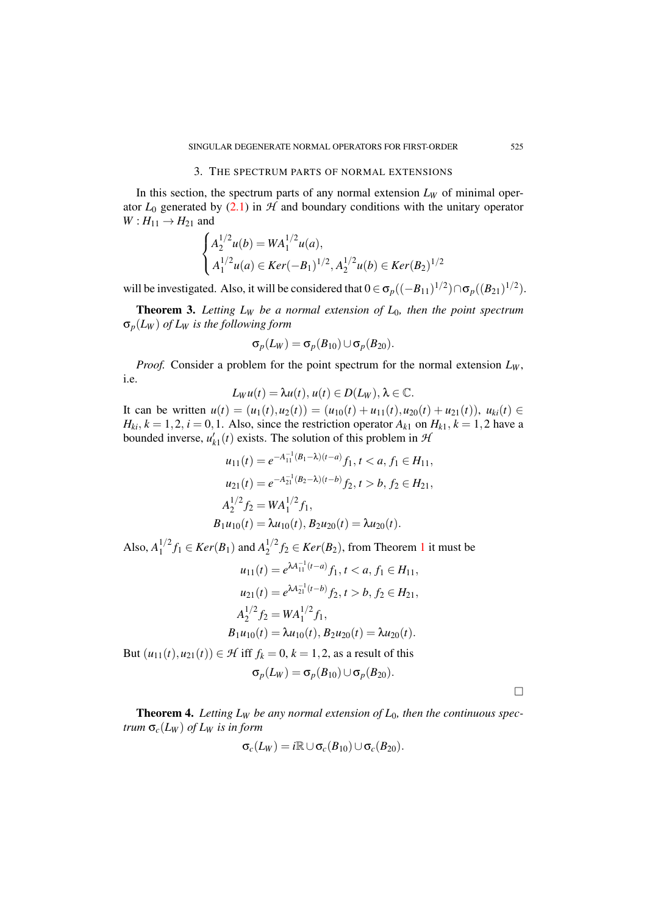## 3. The spectrum parts of normal extensions

In this section, the spectrum parts of any normal extension $L_W$ of minimal operator $L_0$ generated by (2.1) in $\mathcal{H}$ and boundary conditions with the unitary operator $W: H_{11} \to H_{21}$ and

$$\begin{cases} A_2^{1/2}u(b) = WA_1^{1/2}u(a), \\ A_1^{1/2}u(a) \in Ker(-B_1)^{1/2}, A_2^{1/2}u(b) \in Ker(B_2)^{1/2} \end{cases}$$

will be investigated. Also, it will be considered that $0 \in \sigma_p((-B_{11})^{1/2}) \cap \sigma_p((B_{21})^{1/2})$.

**Theorem 3.** *Letting $L_W$ be a normal extension of $L_0$, then the point spectrum $\sigma_p(L_W)$ of $L_W$ is the following form*

$$\sigma_p(L_W) = \sigma_p(B_{10}) \cup \sigma_p(B_{20}).$$

*Proof.* Consider a problem for the point spectrum for the normal extension $L_W$, i.e.

$$L_W u(t) = \lambda u(t), u(t) \in D(L_W), \lambda \in \mathbb{C}.$$

It can be written $u(t) = (u_1(t), u_2(t)) = (u_{10}(t) + u_{11}(t), u_{20}(t) + u_{21}(t))$, $u_{ki}(t) \in H_{ki}$, $k = 1, 2$, $i = 0, 1$. Also, since the restriction operator $A_{k1}$ on $H_{k1}$, $k = 1, 2$ have a bounded inverse, $u'_{k1}(t)$ exists. The solution of this problem in $\mathcal{H}$

$$\begin{aligned} u_{11}(t) &= e^{-A_{11}^{-1}(B_1 - \lambda)(t-a)} f_1, \, t < a, \, f_1 \in H_{11}, \\ u_{21}(t) &= e^{-A_{21}^{-1}(B_2 - \lambda)(t-b)} f_2, \, t > b, \, f_2 \in H_{21}, \\ A_2^{1/2} f_2 &= WA_1^{1/2} f_1, \\ B_1 u_{10}(t) &= \lambda u_{10}(t), \, B_2 u_{20}(t) = \lambda u_{20}(t). \end{aligned}$$

Also, $A_1^{1/2} f_1 \in Ker(B_1)$ and $A_2^{1/2} f_2 \in Ker(B_2)$, from Theorem 1 it must be

$$\begin{aligned} u_{11}(t) &= e^{\lambda A_{11}^{-1}(t-a)} f_1, \, t < a, \, f_1 \in H_{11}, \\ u_{21}(t) &= e^{\lambda A_{21}^{-1}(t-b)} f_2, \, t > b, \, f_2 \in H_{21}, \\ A_2^{1/2} f_2 &= WA_1^{1/2} f_1, \\ B_1 u_{10}(t) &= \lambda u_{10}(t), \, B_2 u_{20}(t) = \lambda u_{20}(t). \end{aligned}$$

But $(u_{11}(t), u_{21}(t)) \in \mathcal{H}$ iff $f_k = 0$, $k = 1, 2$, as a result of this

$$\sigma_p(L_W) = \sigma_p(B_{10}) \cup \sigma_p(B_{20}).$$

□

**Theorem 4.** *Letting $L_W$ be any normal extension of $L_0$, then the continuous spectrum $\sigma_c(L_W)$ of $L_W$ is in form*

$$\sigma_c(L_W) = i\mathbb{R} \cup \sigma_c(B_{10}) \cup \sigma_c(B_{20}).$$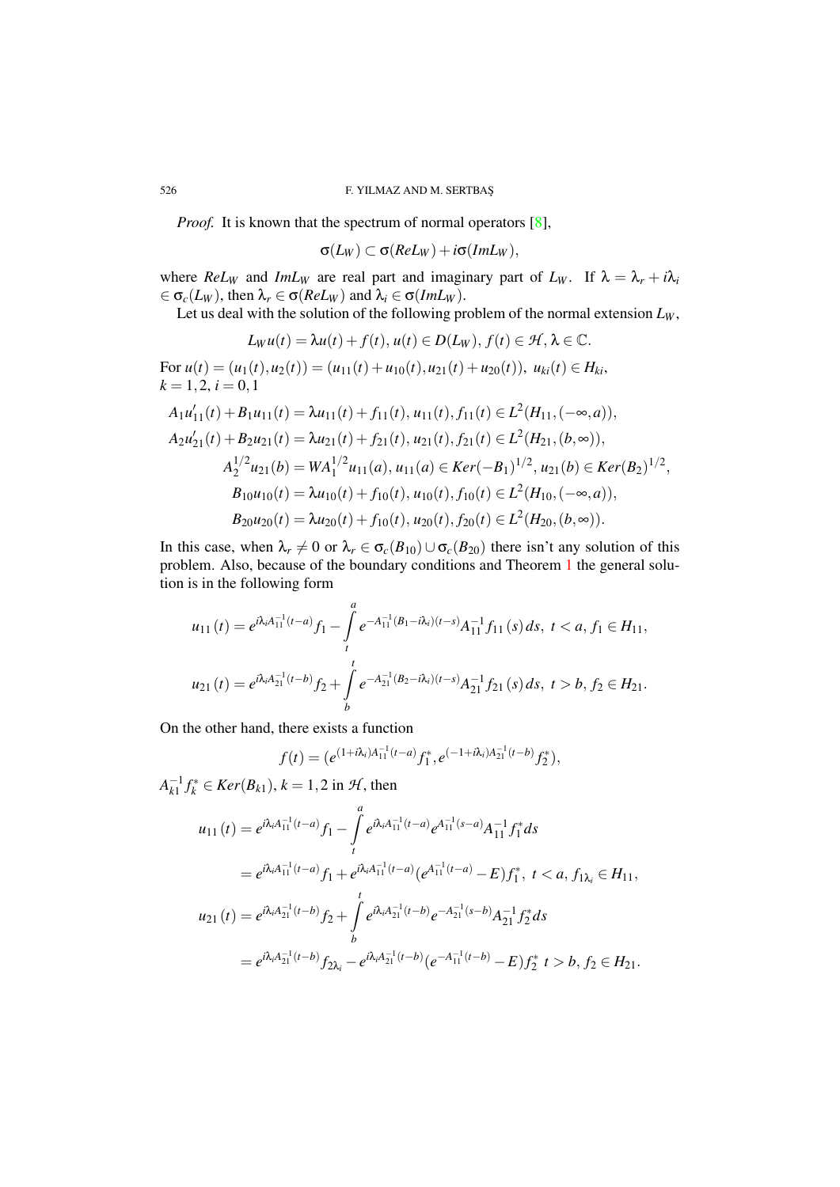*Proof.* It is known that the spectrum of normal operators [8],

$$\sigma(L_W) \subset \sigma(ReL_W) + i\sigma(ImL_W),$$

where $ReL_W$ and $ImL_W$ are real part and imaginary part of $L_W$. If $\lambda = \lambda_r + i\lambda_i \in \sigma_c(L_W)$, then $\lambda_r \in \sigma(ReL_W)$ and $\lambda_i \in \sigma(ImL_W)$.

Let us deal with the solution of the following problem of the normal extension $L_W$,

$$L_W u(t) = \lambda u(t) + f(t),\, u(t) \in D(L_W),\, f(t) \in \mathcal{H},\, \lambda \in \mathbb{C}.$$

For $u(t) = (u_1(t), u_2(t)) = (u_{11}(t) + u_{10}(t), u_{21}(t) + u_{20}(t)),\; u_{ki}(t) \in H_{ki}$, $k = 1,2,\, i = 0,1$

$$\begin{aligned}
A_1 u_{11}'(t) + B_1 u_{11}(t) &= \lambda u_{11}(t) + f_{11}(t),\, u_{11}(t), f_{11}(t) \in L^2(H_{11}, (-\infty, a)),\\
A_2 u_{21}'(t) + B_2 u_{21}(t) &= \lambda u_{21}(t) + f_{21}(t),\, u_{21}(t), f_{21}(t) \in L^2(H_{21}, (b, \infty)),\\
A_2^{1/2} u_{21}(b) &= W A_1^{1/2} u_{11}(a),\, u_{11}(a) \in Ker(-B_1)^{1/2},\, u_{21}(b) \in Ker(B_2)^{1/2},\\
B_{10} u_{10}(t) &= \lambda u_{10}(t) + f_{10}(t),\, u_{10}(t), f_{10}(t) \in L^2(H_{10}, (-\infty, a)),\\
B_{20} u_{20}(t) &= \lambda u_{20}(t) + f_{10}(t),\, u_{20}(t), f_{20}(t) \in L^2(H_{20}, (b, \infty)).
\end{aligned}$$

In this case, when $\lambda_r \neq 0$ or $\lambda_r \in \sigma_c(B_{10}) \cup \sigma_c(B_{20})$ there isn't any solution of this problem. Also, because of the boundary conditions and Theorem 1 the general solution is in the following form

$$u_{11}(t) = e^{i\lambda_i A_{11}^{-1}(t-a)} f_1 - \int_t^a e^{-A_{11}^{-1}(B_1 - i\lambda_i)(t-s)} A_{11}^{-1} f_{11}(s)\, ds,\; t < a,\, f_1 \in H_{11},$$

$$u_{21}(t) = e^{i\lambda_i A_{21}^{-1}(t-b)} f_2 + \int_b^t e^{-A_{21}^{-1}(B_2 - i\lambda_i)(t-s)} A_{21}^{-1} f_{21}(s)\, ds,\; t > b,\, f_2 \in H_{21}.$$

On the other hand, there exists a function

$$f(t) = (e^{(1+i\lambda_i)A_{11}^{-1}(t-a)} f_1^*, e^{(-1+i\lambda_i)A_{21}^{-1}(t-b)} f_2^*),$$

$A_{k1}^{-1} f_k^* \in Ker(B_{k1}),\, k = 1,2$ in $\mathcal{H}$, then

$$\begin{aligned}
u_{11}(t) &= e^{i\lambda_i A_{11}^{-1}(t-a)} f_1 - \int_t^a e^{i\lambda_i A_{11}^{-1}(t-a)} e^{A_{11}^{-1}(s-a)} A_{11}^{-1} f_1^* ds\\
&= e^{i\lambda_i A_{11}^{-1}(t-a)} f_1 + e^{i\lambda_i A_{11}^{-1}(t-a)} (e^{A_{11}^{-1}(t-a)} - E) f_1^*,\; t < a,\, f_{1\lambda_i} \in H_{11},\\
u_{21}(t) &= e^{i\lambda_i A_{21}^{-1}(t-b)} f_2 + \int_b^t e^{i\lambda_i A_{21}^{-1}(t-b)} e^{-A_{21}^{-1}(s-b)} A_{21}^{-1} f_2^* ds\\
&= e^{i\lambda_i A_{21}^{-1}(t-b)} f_{2\lambda_i} - e^{i\lambda_i A_{21}^{-1}(t-b)} (e^{-A_{11}^{-1}(t-b)} - E) f_2^*\; t > b,\, f_2 \in H_{21}.
\end{aligned}$$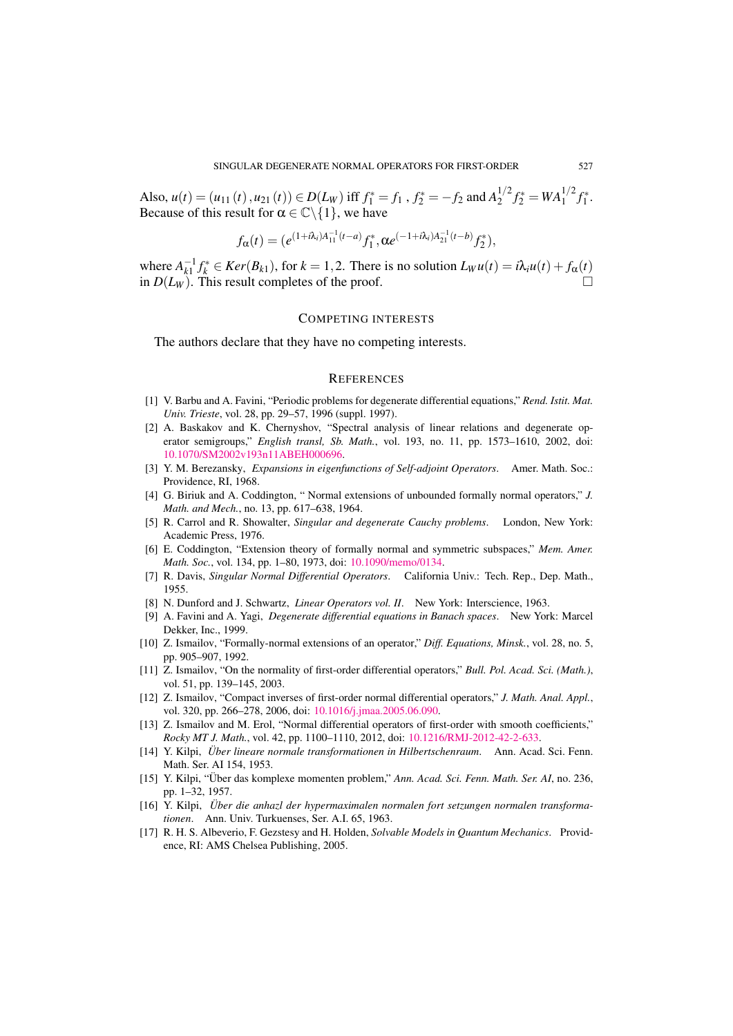Also, $u(t) = (u_{11}(t), u_{21}(t)) \in D(L_W)$ iff $f_1^* = f_1$ , $f_2^* = -f_2$ and $A_2^{1/2} f_2^* = W A_1^{1/2} f_1^*$. Because of this result for $\alpha \in \mathbb{C}\backslash\{1\}$, we have

$$f_\alpha(t) = (e^{(1+i\lambda_i)A_{11}^{-1}(t-a)} f_1^*, \alpha e^{(-1+i\lambda_i)A_{21}^{-1}(t-b)} f_2^*),$$

where $A_{k1}^{-1} f_k^* \in Ker(B_{k1})$, for $k = 1, 2$. There is no solution $L_W u(t) = i\lambda_i u(t) + f_\alpha(t)$ in $D(L_W)$. This result completes of the proof. □

## Competing Interests

The authors declare that they have no competing interests.

## References

[1] V. Barbu and A. Favini, "Periodic problems for degenerate differential equations," *Rend. Istit. Mat. Univ. Trieste*, vol. 28, pp. 29–57, 1996 (suppl. 1997).

[2] A. Baskakov and K. Chernyshov, "Spectral analysis of linear relations and degenerate operator semigroups," *English transl, Sb. Math.*, vol. 193, no. 11, pp. 1573–1610, 2002, doi: 10.1070/SM2002v193n11ABEH000696.

[3] Y. M. Berezansky, *Expansions in eigenfunctions of Self-adjoint Operators*. Amer. Math. Soc.: Providence, RI, 1968.

[4] G. Biriuk and A. Coddington, " Normal extensions of unbounded formally normal operators," *J. Math. and Mech.*, no. 13, pp. 617–638, 1964.

[5] R. Carrol and R. Showalter, *Singular and degenerate Cauchy problems*. London, New York: Academic Press, 1976.

[6] E. Coddington, "Extension theory of formally normal and symmetric subspaces," *Mem. Amer. Math. Soc.*, vol. 134, pp. 1–80, 1973, doi: 10.1090/memo/0134.

[7] R. Davis, *Singular Normal Differential Operators*. California Univ.: Tech. Rep., Dep. Math., 1955.

[8] N. Dunford and J. Schwartz, *Linear Operators vol. II*. New York: Interscience, 1963.

[9] A. Favini and A. Yagi, *Degenerate differential equations in Banach spaces*. New York: Marcel Dekker, Inc., 1999.

[10] Z. Ismailov, "Formally-normal extensions of an operator," *Diff. Equations, Minsk.*, vol. 28, no. 5, pp. 905–907, 1992.

[11] Z. Ismailov, "On the normality of first-order differential operators," *Bull. Pol. Acad. Sci. (Math.)*, vol. 51, pp. 139–145, 2003.

[12] Z. Ismailov, "Compact inverses of first-order normal differential operators," *J. Math. Anal. Appl.*, vol. 320, pp. 266–278, 2006, doi: 10.1016/j.jmaa.2005.06.090.

[13] Z. Ismailov and M. Erol, "Normal differential operators of first-order with smooth coefficients," *Rocky MT J. Math.*, vol. 42, pp. 1100–1110, 2012, doi: 10.1216/RMJ-2012-42-2-633.

[14] Y. Kilpi, *Über lineare normale transformationen in Hilbertschenraum*. Ann. Acad. Sci. Fenn. Math. Ser. AI 154, 1953.

[15] Y. Kilpi, "Über das komplexe momenten problem," *Ann. Acad. Sci. Fenn. Math. Ser. AI*, no. 236, pp. 1–32, 1957.

[16] Y. Kilpi, *Über die anhazl der hypermaximalen normalen fort setzungen normalen transformationen*. Ann. Univ. Turkuenses, Ser. A.I. 65, 1963.

[17] R. H. S. Albeverio, F. Gezstesy and H. Holden, *Solvable Models in Quantum Mechanics*. Providence, RI: AMS Chelsea Publishing, 2005.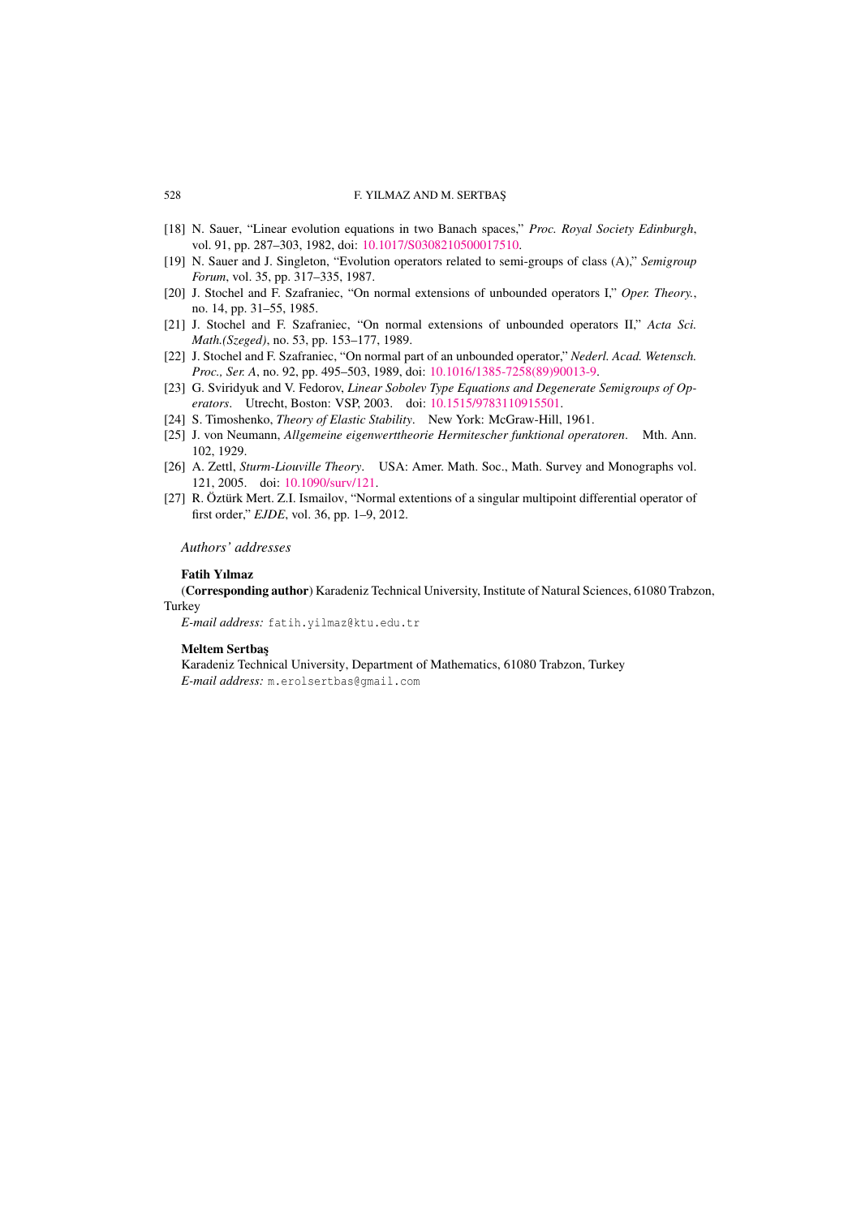[18] N. Sauer, "Linear evolution equations in two Banach spaces," *Proc. Royal Society Edinburgh*, vol. 91, pp. 287–303, 1982, doi: 10.1017/S0308210500017510.

[19] N. Sauer and J. Singleton, "Evolution operators related to semi-groups of class (A)," *Semigroup Forum*, vol. 35, pp. 317–335, 1987.

[20] J. Stochel and F. Szafraniec, "On normal extensions of unbounded operators I," *Oper. Theory.*, no. 14, pp. 31–55, 1985.

[21] J. Stochel and F. Szafraniec, "On normal extensions of unbounded operators II," *Acta Sci. Math.(Szeged)*, no. 53, pp. 153–177, 1989.

[22] J. Stochel and F. Szafraniec, "On normal part of an unbounded operator," *Nederl. Acad. Wetensch. Proc., Ser. A*, no. 92, pp. 495–503, 1989, doi: 10.1016/1385-7258(89)90013-9.

[23] G. Sviridyuk and V. Fedorov, *Linear Sobolev Type Equations and Degenerate Semigroups of Operators*. Utrecht, Boston: VSP, 2003. doi: 10.1515/9783110915501.

[24] S. Timoshenko, *Theory of Elastic Stability*. New York: McGraw-Hill, 1961.

[25] J. von Neumann, *Allgemeine eigenwerttheorie Hermitescher funktional operatoren*. Mth. Ann. 102, 1929.

[26] A. Zettl, *Sturm-Liouville Theory*. USA: Amer. Math. Soc., Math. Survey and Monographs vol. 121, 2005. doi: 10.1090/surv/121.

[27] R. Öztürk Mert. Z.I. Ismailov, "Normal extentions of a singular multipoint differential operator of first order," *EJDE*, vol. 36, pp. 1–9, 2012.

*Authors' addresses*

**Fatih Yılmaz**

(**Corresponding author**) Karadeniz Technical University, Institute of Natural Sciences, 61080 Trabzon, Turkey

*E-mail address:* fatih.yilmaz@ktu.edu.tr

**Meltem Sertbaş**

Karadeniz Technical University, Department of Mathematics, 61080 Trabzon, Turkey

*E-mail address:* m.erolsertbas@gmail.com